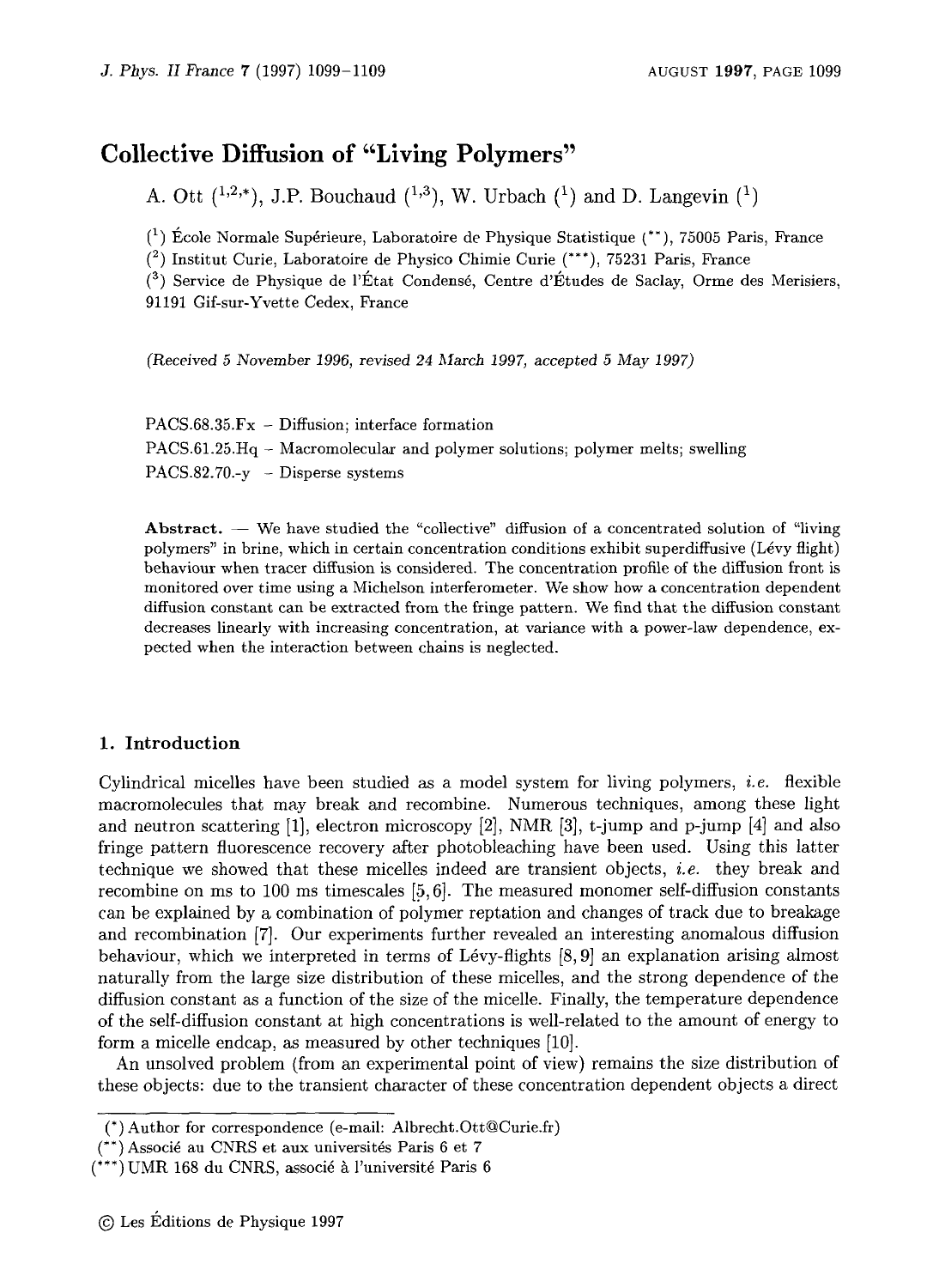# Collective Diffusion of "Living Polymers"

A. Ott [1,2,*], J.P. Bouchaud [1,3], W. Urbach [1] and D. Langevin [1]

[1] École Normale Supérieure, Laboratoire de Physique Statistique [**], 75005 Paris, France

[2] Institut Curie, Laboratoire de Physico Chimie Curie [***], 75231 Paris, France

[3] Service de Physique de l'État Condensé, Centre d'Études de Saclay, Orme des Merisiers, 91191 Gif-sur-Yvette Cedex, France

*(Received 5 November 1996, revised 24 March 1997, accepted 5 May 1997)*

PACS.68.35.Fx – Diffusion; interface formation

PACS.61.25.Hq – Macromolecular and polymer solutions; polymer melts; swelling

PACS.82.70.-y – Disperse systems

**Abstract.** — We have studied the "collective" diffusion of a concentrated solution of "living polymers" in brine, which in certain concentration conditions exhibit superdiffusive (Lévy flight) behaviour when tracer diffusion is considered. The concentration profile of the diffusion front is monitored over time using a Michelson interferometer. We show how a concentration dependent diffusion constant can be extracted from the fringe pattern. We find that the diffusion constant decreases linearly with increasing concentration, at variance with a power-law dependence, expected when the interaction between chains is neglected.

## 1. Introduction

Cylindrical micelles have been studied as a model system for living polymers, *i.e.* flexible macromolecules that may break and recombine. Numerous techniques, among these light and neutron scattering [1], electron microscopy [2], NMR [3], t-jump and p-jump [4] and also fringe pattern fluorescence recovery after photobleaching have been used. Using this latter technique we showed that these micelles indeed are transient objects, *i.e.* they break and recombine on ms to 100 ms timescales [5, 6]. The measured monomer self-diffusion constants can be explained by a combination of polymer reptation and changes of track due to breakage and recombination [7]. Our experiments further revealed an interesting anomalous diffusion behaviour, which we interpreted in terms of Lévy-flights [8, 9] an explanation arising almost naturally from the large size distribution of these micelles, and the strong dependence of the diffusion constant as a function of the size of the micelle. Finally, the temperature dependence of the self-diffusion constant at high concentrations is well-related to the amount of energy to form a micelle endcap, as measured by other techniques [10].

An unsolved problem (from an experimental point of view) remains the size distribution of these objects: due to the transient character of these concentration dependent objects a direct

(*) Author for correspondence (e-mail: Albrecht.Ott@Curie.fr)

(**) Associé au CNRS et aux universités Paris 6 et 7

(***) UMR 168 du CNRS, associé à l'université Paris 6

© Les Éditions de Physique 1997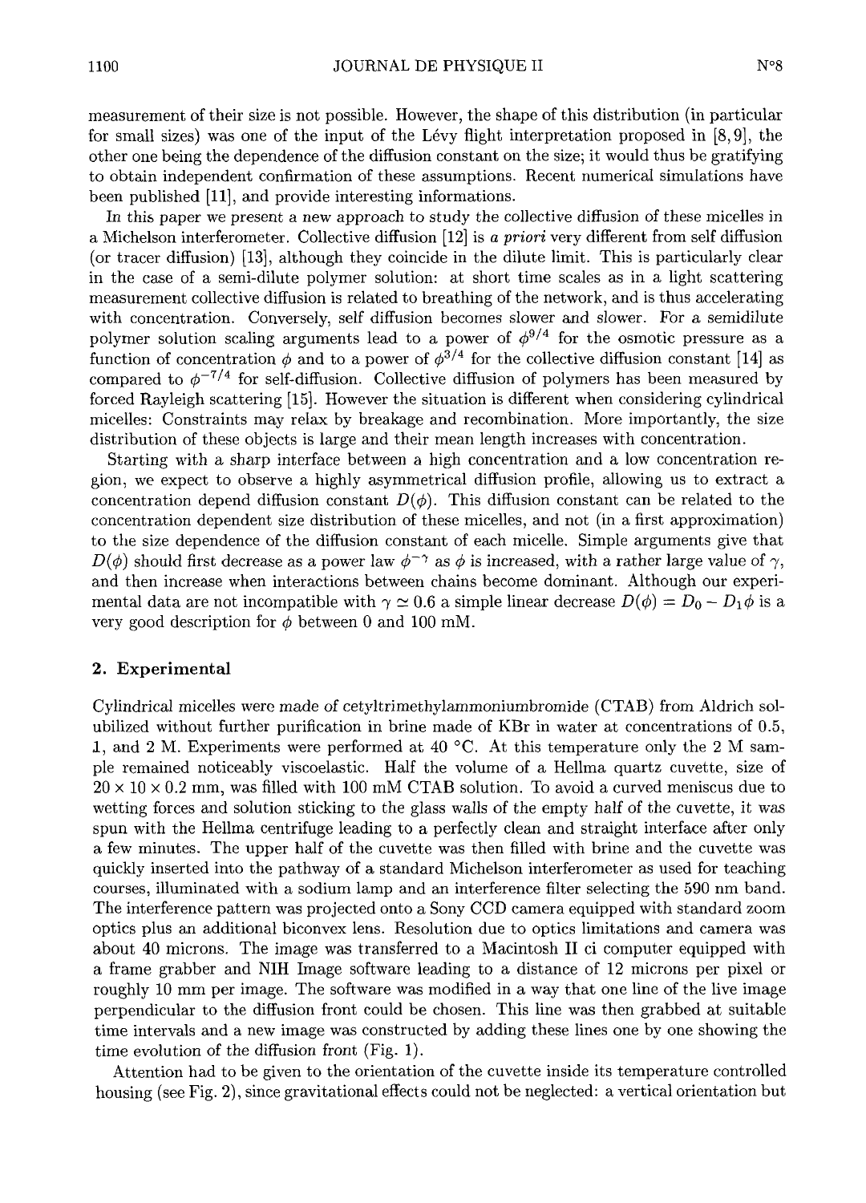measurement of their size is not possible. However, the shape of this distribution (in particular for small sizes) was one of the input of the Lévy flight interpretation proposed in [8,9], the other one being the dependence of the diffusion constant on the size; it would thus be gratifying to obtain independent confirmation of these assumptions. Recent numerical simulations have been published [11], and provide interesting informations.

In this paper we present a new approach to study the collective diffusion of these micelles in a Michelson interferometer. Collective diffusion [12] is *a priori* very different from self diffusion (or tracer diffusion) [13], although they coincide in the dilute limit. This is particularly clear in the case of a semi-dilute polymer solution: at short time scales as in a light scattering measurement collective diffusion is related to breathing of the network, and is thus accelerating with concentration. Conversely, self diffusion becomes slower and slower. For a semidilute polymer solution scaling arguments lead to a power of $\phi^{9/4}$ for the osmotic pressure as a function of concentration $\phi$ and to a power of $\phi^{3/4}$ for the collective diffusion constant [14] as compared to $\phi^{-7/4}$ for self-diffusion. Collective diffusion of polymers has been measured by forced Rayleigh scattering [15]. However the situation is different when considering cylindrical micelles: Constraints may relax by breakage and recombination. More importantly, the size distribution of these objects is large and their mean length increases with concentration.

Starting with a sharp interface between a high concentration and a low concentration region, we expect to observe a highly asymmetrical diffusion profile, allowing us to extract a concentration depend diffusion constant $D(\phi)$. This diffusion constant can be related to the concentration dependent size distribution of these micelles, and not (in a first approximation) to the size dependence of the diffusion constant of each micelle. Simple arguments give that $D(\phi)$ should first decrease as a power law $\phi^{-\gamma}$ as $\phi$ is increased, with a rather large value of $\gamma$, and then increase when interactions between chains become dominant. Although our experimental data are not incompatible with $\gamma \simeq 0.6$ a simple linear decrease $D(\phi) = D_0 - D_1\phi$ is a very good description for $\phi$ between 0 and 100 mM.

## 2. Experimental

Cylindrical micelles were made of cetyltrimethylammoniumbromide (CTAB) from Aldrich solubilized without further purification in brine made of KBr in water at concentrations of 0.5, 1, and 2 M. Experiments were performed at 40 °C. At this temperature only the 2 M sample remained noticeably viscoelastic. Half the volume of a Hellma quartz cuvette, size of $20 \times 10 \times 0.2$ mm, was filled with 100 mM CTAB solution. To avoid a curved meniscus due to wetting forces and solution sticking to the glass walls of the empty half of the cuvette, it was spun with the Hellma centrifuge leading to a perfectly clean and straight interface after only a few minutes. The upper half of the cuvette was then filled with brine and the cuvette was quickly inserted into the pathway of a standard Michelson interferometer as used for teaching courses, illuminated with a sodium lamp and an interference filter selecting the 590 nm band. The interference pattern was projected onto a Sony CCD camera equipped with standard zoom optics plus an additional biconvex lens. Resolution due to optics limitations and camera was about 40 microns. The image was transferred to a Macintosh II ci computer equipped with a frame grabber and NIH Image software leading to a distance of 12 microns per pixel or roughly 10 mm per image. The software was modified in a way that one line of the live image perpendicular to the diffusion front could be chosen. This line was then grabbed at suitable time intervals and a new image was constructed by adding these lines one by one showing the time evolution of the diffusion front (Fig. 1).

Attention had to be given to the orientation of the cuvette inside its temperature controlled housing (see Fig. 2), since gravitational effects could not be neglected: a vertical orientation but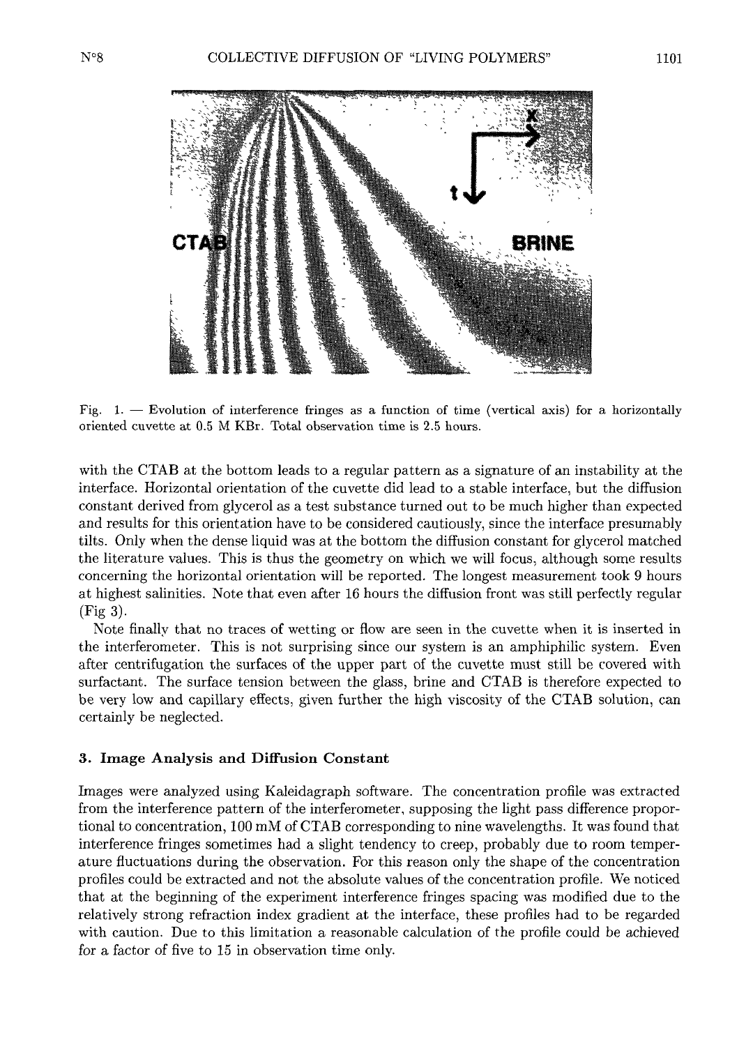Fig. 1. — Evolution of interference fringes as a function of time (vertical axis) for a horizontally oriented cuvette at 0.5 M KBr. Total observation time is 2.5 hours.

with the CTAB at the bottom leads to a regular pattern as a signature of an instability at the interface. Horizontal orientation of the cuvette did lead to a stable interface, but the diffusion constant derived from glycerol as a test substance turned out to be much higher than expected and results for this orientation have to be considered cautiously, since the interface presumably tilts. Only when the dense liquid was at the bottom the diffusion constant for glycerol matched the literature values. This is thus the geometry on which we will focus, although some results concerning the horizontal orientation will be reported. The longest measurement took 9 hours at highest salinities. Note that even after 16 hours the diffusion front was still perfectly regular (Fig 3).

Note finally that no traces of wetting or flow are seen in the cuvette when it is inserted in the interferometer. This is not surprising since our system is an amphiphilic system. Even after centrifugation the surfaces of the upper part of the cuvette must still be covered with surfactant. The surface tension between the glass, brine and CTAB is therefore expected to be very low and capillary effects, given further the high viscosity of the CTAB solution, can certainly be neglected.

## 3. Image Analysis and Diffusion Constant

Images were analyzed using Kaleidagraph software. The concentration profile was extracted from the interference pattern of the interferometer, supposing the light pass difference proportional to concentration, 100 mM of CTAB corresponding to nine wavelengths. It was found that interference fringes sometimes had a slight tendency to creep, probably due to room temperature fluctuations during the observation. For this reason only the shape of the concentration profiles could be extracted and not the absolute values of the concentration profile. We noticed that at the beginning of the experiment interference fringes spacing was modified due to the relatively strong refraction index gradient at the interface, these profiles had to be regarded with caution. Due to this limitation a reasonable calculation of the profile could be achieved for a factor of five to 15 in observation time only.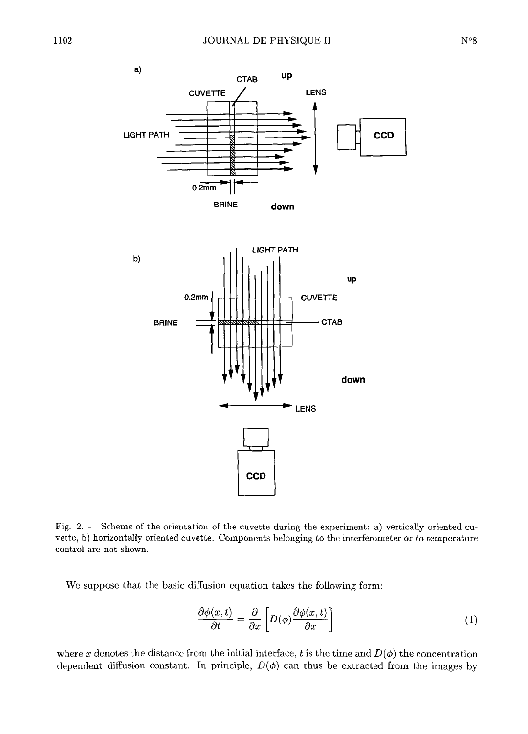Fig. 2. — Scheme of the orientation of the cuvette during the experiment: a) vertically oriented cuvette, b) horizontally oriented cuvette. Components belonging to the interferometer or to temperature control are not shown.

We suppose that the basic diffusion equation takes the following form:

$$\frac{\partial \phi(x,t)}{\partial t} = \frac{\partial}{\partial x}\left[D(\phi)\frac{\partial \phi(x,t)}{\partial x}\right] \tag{1}$$

where $x$ denotes the distance from the initial interface, $t$ is the time and $D(\phi)$ the concentration dependent diffusion constant. In principle, $D(\phi)$ can thus be extracted from the images by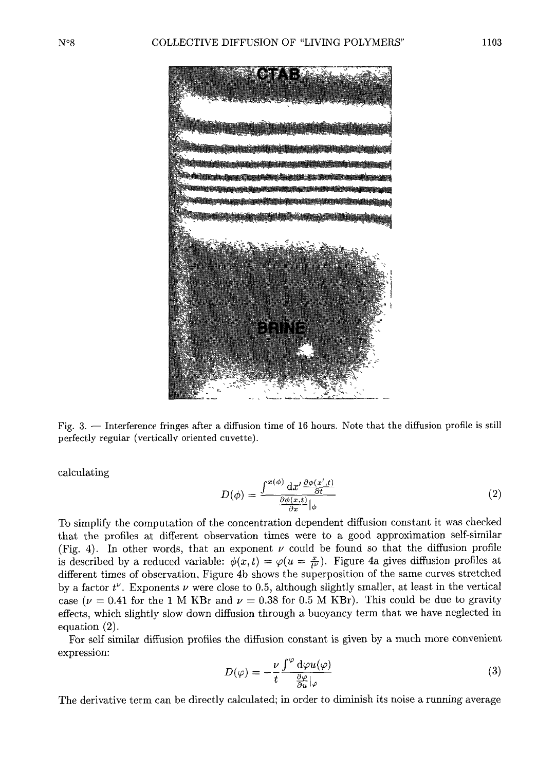Fig. 3. — Interference fringes after a diffusion time of 16 hours. Note that the diffusion profile is still perfectly regular (vertically oriented cuvette).

calculating

$$D(\phi) = \frac{\int^{x(\phi)} \mathrm{d}x' \frac{\partial \phi(x',t)}{\partial t}}{\frac{\partial \phi(x,t)}{\partial x}\Big|_{\phi}} \tag{2}$$

To simplify the computation of the concentration dependent diffusion constant it was checked that the profiles at different observation times were to a good approximation self-similar (Fig. 4). In other words, that an exponent $\nu$ could be found so that the diffusion profile is described by a reduced variable: $\phi(x,t) = \varphi(u = \frac{x}{t^{\nu}})$. Figure 4a gives diffusion profiles at different times of observation, Figure 4b shows the superposition of the same curves stretched by a factor $t^{\nu}$. Exponents $\nu$ were close to 0.5, although slightly smaller, at least in the vertical case ($\nu = 0.41$ for the 1 M KBr and $\nu = 0.38$ for 0.5 M KBr). This could be due to gravity effects, which slightly slow down diffusion through a buoyancy term that we have neglected in equation (2).

For self similar diffusion profiles the diffusion constant is given by a much more convenient expression:

$$D(\varphi) = -\frac{\nu}{t} \frac{\int^{\varphi} \mathrm{d}\varphi u(\varphi)}{\frac{\partial \varphi}{\partial u}\Big|_{\varphi}} \tag{3}$$

The derivative term can be directly calculated; in order to diminish its noise a running average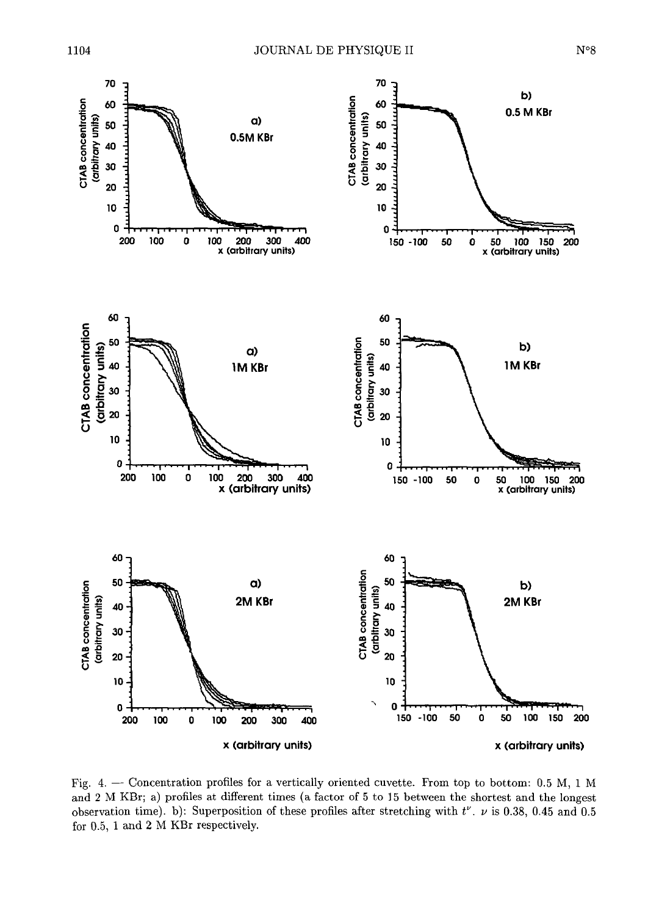Fig. 4. — Concentration profiles for a vertically oriented cuvette. From top to bottom: 0.5 M, 1 M and 2 M KBr; a) profiles at different times (a factor of 5 to 15 between the shortest and the longest observation time). b): Superposition of these profiles after stretching with $t^{\nu}$. $\nu$ is 0.38, 0.45 and 0.5 for 0.5, 1 and 2 M KBr respectively.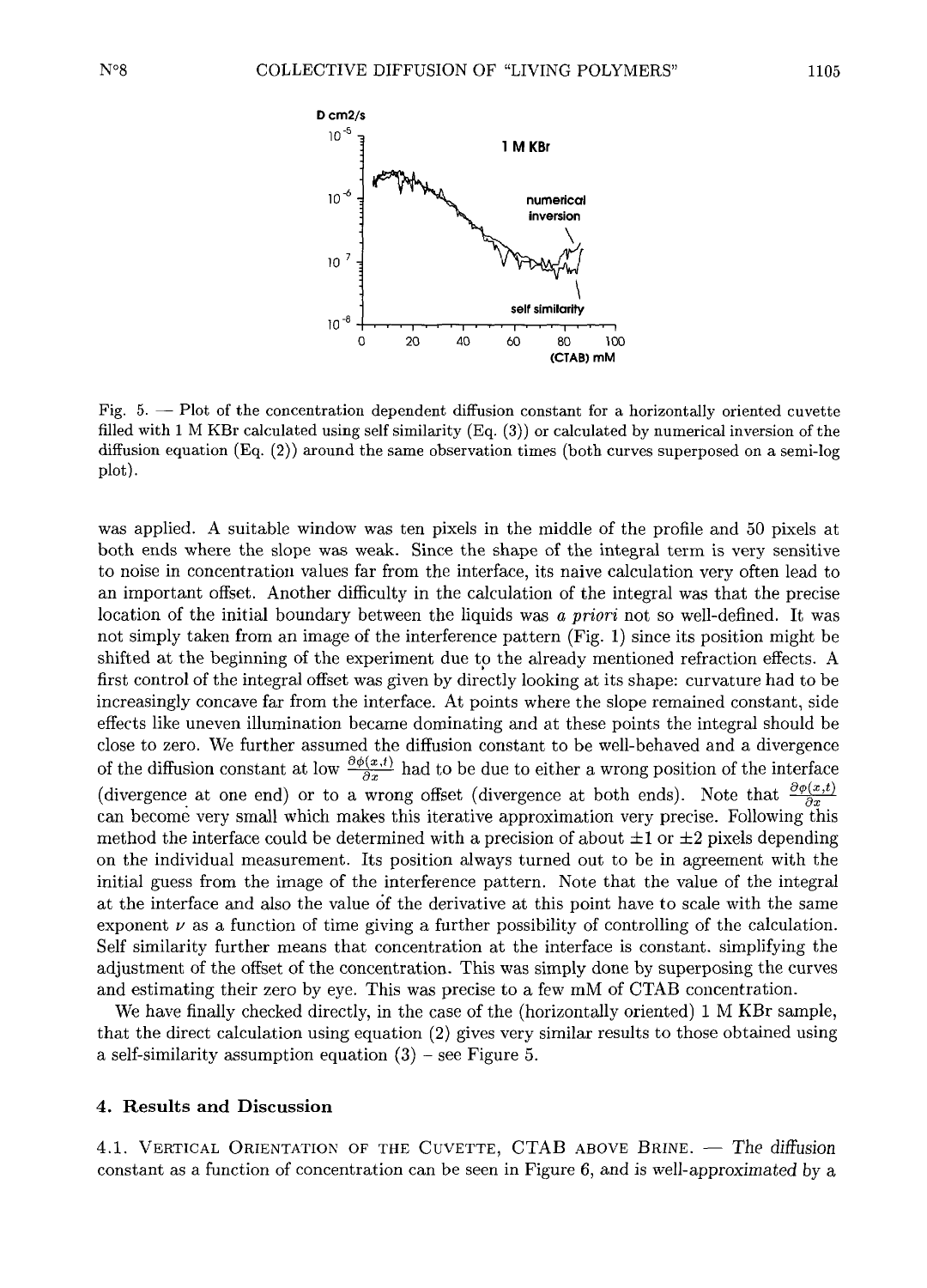Fig. 5. — Plot of the concentration dependent diffusion constant for a horizontally oriented cuvette filled with 1 M KBr calculated using self similarity (Eq. (3)) or calculated by numerical inversion of the diffusion equation (Eq. (2)) around the same observation times (both curves superposed on a semi-log plot).

was applied. A suitable window was ten pixels in the middle of the profile and 50 pixels at both ends where the slope was weak. Since the shape of the integral term is very sensitive to noise in concentration values far from the interface, its naive calculation very often lead to an important offset. Another difficulty in the calculation of the integral was that the precise location of the initial boundary between the liquids was *a priori* not so well-defined. It was not simply taken from an image of the interference pattern (Fig. 1) since its position might be shifted at the beginning of the experiment due to the already mentioned refraction effects. A first control of the integral offset was given by directly looking at its shape: curvature had to be increasingly concave far from the interface. At points where the slope remained constant, side effects like uneven illumination became dominating and at these points the integral should be close to zero. We further assumed the diffusion constant to be well-behaved and a divergence of the diffusion constant at low $\frac{\partial \phi(x,t)}{\partial x}$ had to be due to either a wrong position of the interface (divergence at one end) or to a wrong offset (divergence at both ends). Note that $\frac{\partial \phi(x,t)}{\partial x}$ can become very small which makes this iterative approximation very precise. Following this method the interface could be determined with a precision of about $\pm 1$ or $\pm 2$ pixels depending on the individual measurement. Its position always turned out to be in agreement with the initial guess from the image of the interference pattern. Note that the value of the integral at the interface and also the value of the derivative at this point have to scale with the same exponent $\nu$ as a function of time giving a further possibility of controlling of the calculation. Self similarity further means that concentration at the interface is constant. simplifying the adjustment of the offset of the concentration. This was simply done by superposing the curves and estimating their zero by eye. This was precise to a few mM of CTAB concentration.

We have finally checked directly, in the case of the (horizontally oriented) 1 M KBr sample, that the direct calculation using equation (2) gives very similar results to those obtained using a self-similarity assumption equation (3) – see Figure 5.

## 4. Results and Discussion

4.1. Vertical Orientation of the Cuvette, CTAB above Brine. — *The diffusion* constant as a function of concentration can be seen in Figure 6, and is well-approximated by a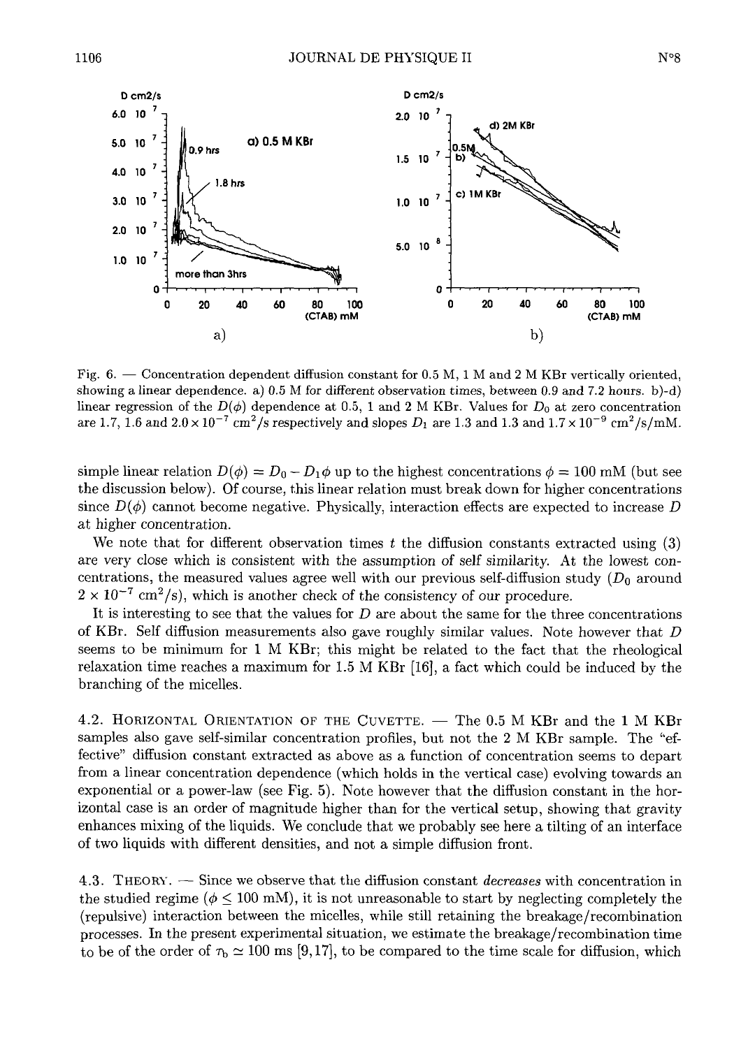Fig. 6. — Concentration dependent diffusion constant for 0.5 M, 1 M and 2 M KBr vertically oriented, showing a linear dependence. a) 0.5 M for different observation times, between 0.9 and 7.2 hours. b)-d) linear regression of the $D(\phi)$ dependence at 0.5, 1 and 2 M KBr. Values for $D_0$ at zero concentration are 1.7, 1.6 and $2.0 \times 10^{-7}$ cm$^2$/s respectively and slopes $D_1$ are 1.3 and 1.3 and $1.7 \times 10^{-9}$ cm$^2$/s/mM.

simple linear relation $D(\phi) = D_0 - D_1\phi$ up to the highest concentrations $\phi = 100$ mM (but see the discussion below). Of course, this linear relation must break down for higher concentrations since $D(\phi)$ cannot become negative. Physically, interaction effects are expected to increase $D$ at higher concentration.

We note that for different observation times $t$ the diffusion constants extracted using (3) are very close which is consistent with the assumption of self similarity. At the lowest concentrations, the measured values agree well with our previous self-diffusion study ($D_0$ around $2 \times 10^{-7}$ cm$^2$/s), which is another check of the consistency of our procedure.

It is interesting to see that the values for $D$ are about the same for the three concentrations of KBr. Self diffusion measurements also gave roughly similar values. Note however that $D$ seems to be minimum for 1 M KBr; this might be related to the fact that the rheological relaxation time reaches a maximum for 1.5 M KBr [16], a fact which could be induced by the branching of the micelles.

4.2. Horizontal Orientation of the Cuvette. — The 0.5 M KBr and the 1 M KBr samples also gave self-similar concentration profiles, but not the 2 M KBr sample. The "effective" diffusion constant extracted as above as a function of concentration seems to depart from a linear concentration dependence (which holds in the vertical case) evolving towards an exponential or a power-law (see Fig. 5). Note however that the diffusion constant in the horizontal case is an order of magnitude higher than for the vertical setup, showing that gravity enhances mixing of the liquids. We conclude that we probably see here a tilting of an interface of two liquids with different densities, and not a simple diffusion front.

4.3. Theory. — Since we observe that the diffusion constant *decreases* with concentration in the studied regime ($\phi \leq 100$ mM), it is not unreasonable to start by neglecting completely the (repulsive) interaction between the micelles, while still retaining the breakage/recombination processes. In the present experimental situation, we estimate the breakage/recombination time to be of the order of $\tau_b \simeq 100$ ms [9,17], to be compared to the time scale for diffusion, which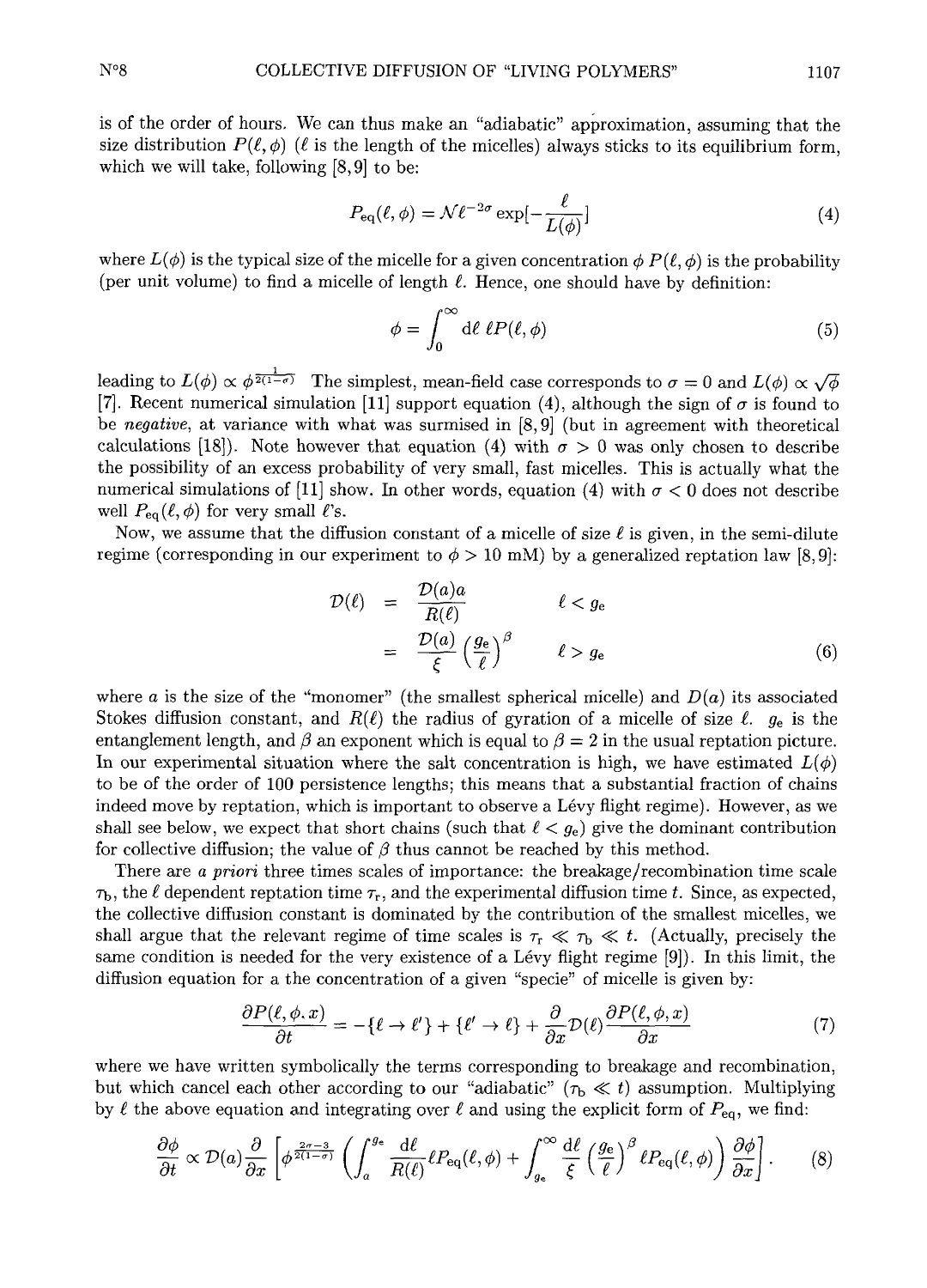is of the order of hours. We can thus make an "adiabatic" approximation, assuming that the size distribution $P(\ell, \phi)$ ($\ell$ is the length of the micelles) always sticks to its equilibrium form, which we will take, following [8,9] to be:

$$P_{\rm eq}(\ell, \phi) = \mathcal{N}\ell^{-2\sigma} \exp[-\frac{\ell}{L(\phi)}] \tag{4}$$

where $L(\phi)$ is the typical size of the micelle for a given concentration $\phi$ $P(\ell, \phi)$ is the probability (per unit volume) to find a micelle of length $\ell$. Hence, one should have by definition:

$$\phi = \int_0^\infty {\rm d}\ell \, \ell P(\ell, \phi) \tag{5}$$

leading to $L(\phi) \propto \phi^{\frac{1}{2(1-\sigma)}}$ The simplest, mean-field case corresponds to $\sigma = 0$ and $L(\phi) \propto \sqrt{\phi}$ [7]. Recent numerical simulation [11] support equation (4), although the sign of $\sigma$ is found to be *negative*, at variance with what was surmised in [8,9] (but in agreement with theoretical calculations [18]). Note however that equation (4) with $\sigma > 0$ was only chosen to describe the possibility of an excess probability of very small, fast micelles. This is actually what the numerical simulations of [11] show. In other words, equation (4) with $\sigma < 0$ does not describe well $P_{\rm eq}(\ell, \phi)$ for very small $\ell$'s.

Now, we assume that the diffusion constant of a micelle of size $\ell$ is given, in the semi-dilute regime (corresponding in our experiment to $\phi > 10$ mM) by a generalized reptation law [8,9]:

$$\begin{aligned} \mathcal{D}(\ell) &= \frac{\mathcal{D}(a)a}{R(\ell)} & \ell < g_{\rm e} \\ &= \frac{\mathcal{D}(a)}{\xi}\left(\frac{g_{\rm e}}{\ell}\right)^\beta & \ell > g_{\rm e} \end{aligned} \tag{6}$$

where $a$ is the size of the "monomer" (the smallest spherical micelle) and $D(a)$ its associated Stokes diffusion constant, and $R(\ell)$ the radius of gyration of a micelle of size $\ell$. $g_{\rm e}$ is the entanglement length, and $\beta$ an exponent which is equal to $\beta = 2$ in the usual reptation picture. In our experimental situation where the salt concentration is high, we have estimated $L(\phi)$ to be of the order of 100 persistence lengths; this means that a substantial fraction of chains indeed move by reptation, which is important to observe a Lévy flight regime). However, as we shall see below, we expect that short chains (such that $\ell < g_{\rm e}$) give the dominant contribution for collective diffusion; the value of $\beta$ thus cannot be reached by this method.

There are *a priori* three times scales of importance: the breakage/recombination time scale $\tau_{\rm b}$, the $\ell$ dependent reptation time $\tau_{\rm r}$, and the experimental diffusion time $t$. Since, as expected, the collective diffusion constant is dominated by the contribution of the smallest micelles, we shall argue that the relevant regime of time scales is $\tau_{\rm r} \ll \tau_{\rm b} \ll t$. (Actually, precisely the same condition is needed for the very existence of a Lévy flight regime [9]). In this limit, the diffusion equation for a the concentration of a given "specie" of micelle is given by:

$$\frac{\partial P(\ell, \phi, x)}{\partial t} = -\{\ell \rightarrow \ell'\} + \{\ell' \rightarrow \ell\} + \frac{\partial}{\partial x}\mathcal{D}(\ell)\frac{\partial P(\ell, \phi, x)}{\partial x} \tag{7}$$

where we have written symbolically the terms corresponding to breakage and recombination, but which cancel each other according to our "adiabatic" ($\tau_{\rm b} \ll t$) assumption. Multiplying by $\ell$ the above equation and integrating over $\ell$ and using the explicit form of $P_{\rm eq}$, we find:

$$\frac{\partial \phi}{\partial t} \propto \mathcal{D}(a)\frac{\partial}{\partial x}\left[\phi^{\frac{2\sigma-3}{2(1-\sigma)}}\left(\int_a^{g_{\rm e}} \frac{{\rm d}\ell}{R(\ell)}\ell P_{\rm eq}(\ell, \phi) + \int_{g_{\rm e}}^\infty \frac{{\rm d}\ell}{\xi}\left(\frac{g_{\rm e}}{\ell}\right)^\beta \ell P_{\rm eq}(\ell, \phi)\right)\frac{\partial \phi}{\partial x}\right]. \tag{8}$$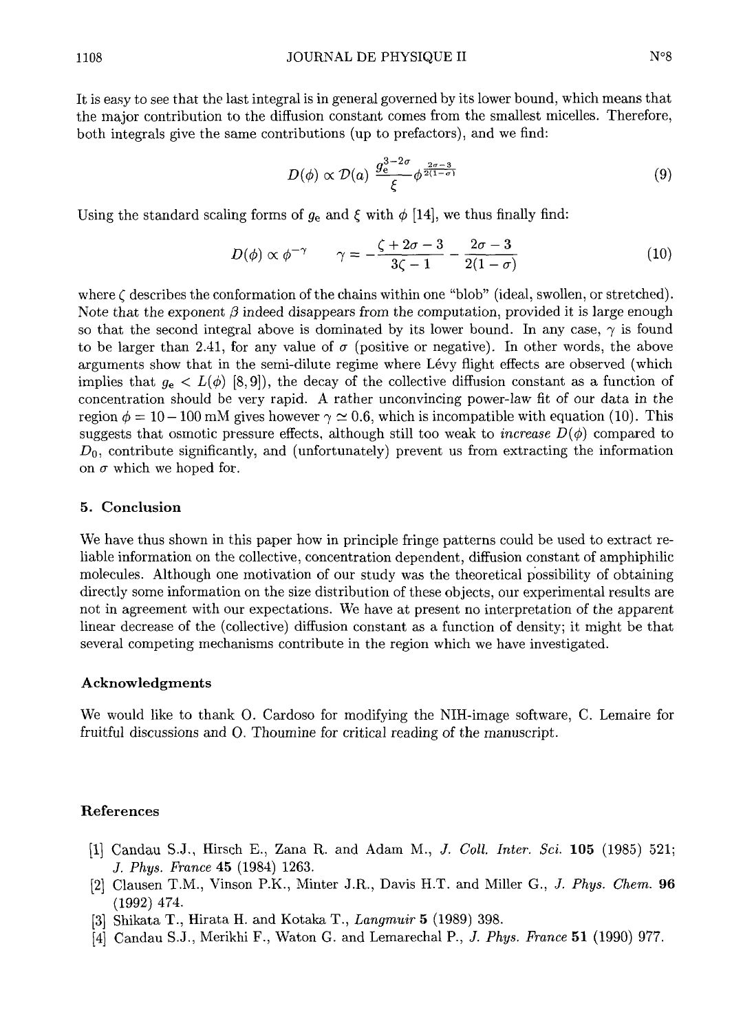It is easy to see that the last integral is in general governed by its lower bound, which means that the major contribution to the diffusion constant comes from the smallest micelles. Therefore, both integrals give the same contributions (up to prefactors), and we find:

$$D(\phi) \propto \mathcal{D}(a) \, \frac{g_{\mathrm{e}}^{3-2\sigma}}{\xi} \phi^{\frac{2\sigma-3}{2(1-\sigma)}} \tag{9}$$

Using the standard scaling forms of $g_{\mathrm{e}}$ and $\xi$ with $\phi$ [14], we thus finally find:

$$D(\phi) \propto \phi^{-\gamma} \qquad \gamma = -\frac{\zeta + 2\sigma - 3}{3\zeta - 1} - \frac{2\sigma - 3}{2(1-\sigma)} \tag{10}$$

where $\zeta$ describes the conformation of the chains within one "blob" (ideal, swollen, or stretched). Note that the exponent $\beta$ indeed disappears from the computation, provided it is large enough so that the second integral above is dominated by its lower bound. In any case, $\gamma$ is found to be larger than 2.41, for any value of $\sigma$ (positive or negative). In other words, the above arguments show that in the semi-dilute regime where Lévy flight effects are observed (which implies that $g_{\mathrm{e}} < L(\phi)$ [8,9]), the decay of the collective diffusion constant as a function of concentration should be very rapid. A rather unconvincing power-law fit of our data in the region $\phi = 10 - 100$ mM gives however $\gamma \simeq 0.6$, which is incompatible with equation (10). This suggests that osmotic pressure effects, although still too weak to *increase* $D(\phi)$ compared to $D_0$, contribute significantly, and (unfortunately) prevent us from extracting the information on $\sigma$ which we hoped for.

## 5. Conclusion

We have thus shown in this paper how in principle fringe patterns could be used to extract reliable information on the collective, concentration dependent, diffusion constant of amphiphilic molecules. Although one motivation of our study was the theoretical possibility of obtaining directly some information on the size distribution of these objects, our experimental results are not in agreement with our expectations. We have at present no interpretation of the apparent linear decrease of the (collective) diffusion constant as a function of density; it might be that several competing mechanisms contribute in the region which we have investigated.

## Acknowledgments

We would like to thank O. Cardoso for modifying the NIH-image software, C. Lemaire for fruitful discussions and O. Thoumine for critical reading of the manuscript.

## References

[1] Candau S.J., Hirsch E., Zana R. and Adam M., *J. Coll. Inter. Sci.* **105** (1985) 521; *J. Phys. France* **45** (1984) 1263.

[2] Clausen T.M., Vinson P.K., Minter J.R., Davis H.T. and Miller G., *J. Phys. Chem.* **96** (1992) 474.

[3] Shikata T., Hirata H. and Kotaka T., *Langmuir* **5** (1989) 398.

[4] Candau S.J., Merikhi F., Waton G. and Lemarechal P., *J. Phys. France* **51** (1990) 977.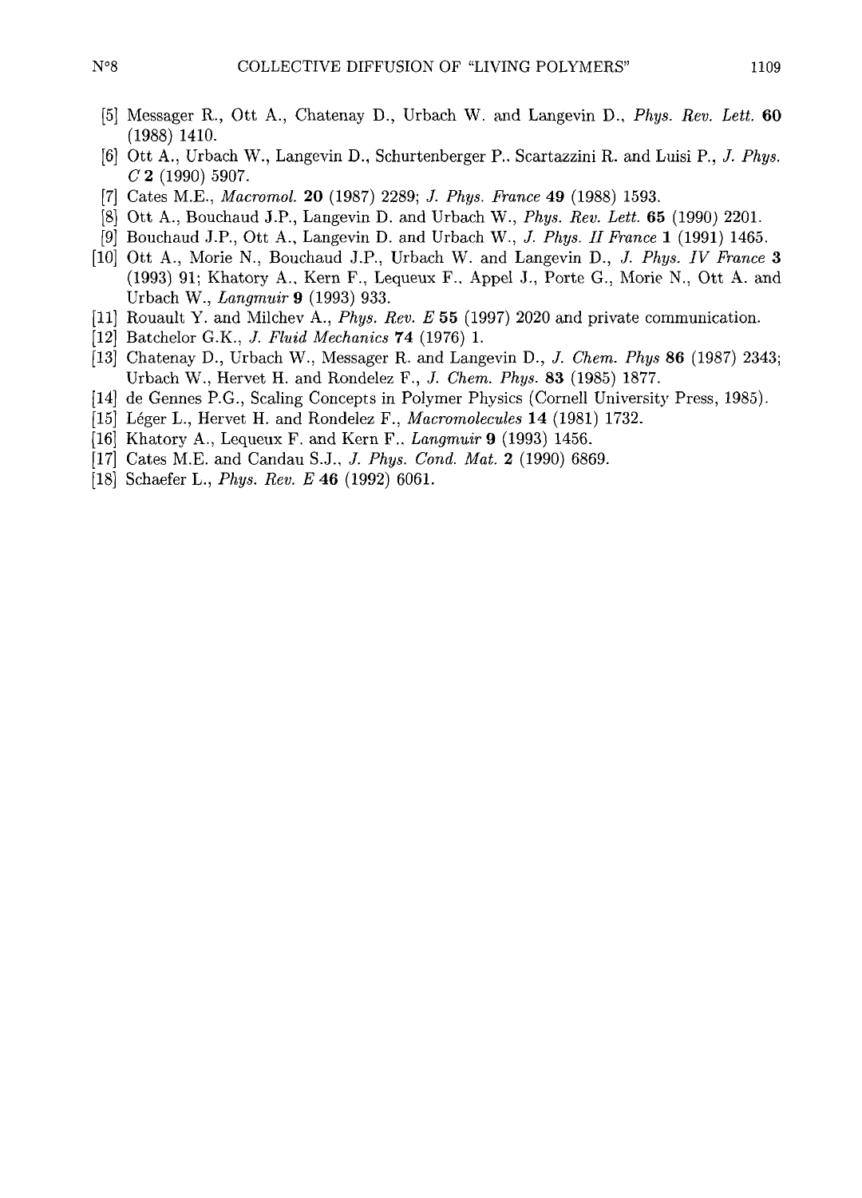[5] Messager R., Ott A., Chatenay D., Urbach W. and Langevin D., *Phys. Rev. Lett.* **60** (1988) 1410.

[6] Ott A., Urbach W., Langevin D., Schurtenberger P., Scartazzini R. and Luisi P., *J. Phys. C* **2** (1990) 5907.

[7] Cates M.E., *Macromol.* **20** (1987) 2289; *J. Phys. France* **49** (1988) 1593.

[8] Ott A., Bouchaud J.P., Langevin D. and Urbach W., *Phys. Rev. Lett.* **65** (1990) 2201.

[9] Bouchaud J.P., Ott A., Langevin D. and Urbach W., *J. Phys. II France* **1** (1991) 1465.

[10] Ott A., Morie N., Bouchaud J.P., Urbach W. and Langevin D., *J. Phys. IV France* **3** (1993) 91; Khatory A., Kern F., Lequeux F., Appel J., Porte G., Morie N., Ott A. and Urbach W., *Langmuir* **9** (1993) 933.

[11] Rouault Y. and Milchev A., *Phys. Rev. E* **55** (1997) 2020 and private communication.

[12] Batchelor G.K., *J. Fluid Mechanics* **74** (1976) 1.

[13] Chatenay D., Urbach W., Messager R. and Langevin D., *J. Chem. Phys* **86** (1987) 2343; Urbach W., Hervet H. and Rondelez F., *J. Chem. Phys.* **83** (1985) 1877.

[14] de Gennes P.G., Scaling Concepts in Polymer Physics (Cornell University Press, 1985).

[15] Léger L., Hervet H. and Rondelez F., *Macromolecules* **14** (1981) 1732.

[16] Khatory A., Lequeux F. and Kern F., *Langmuir* **9** (1993) 1456.

[17] Cates M.E. and Candau S.J., *J. Phys. Cond. Mat.* **2** (1990) 6869.

[18] Schaefer L., *Phys. Rev. E* **46** (1992) 6061.